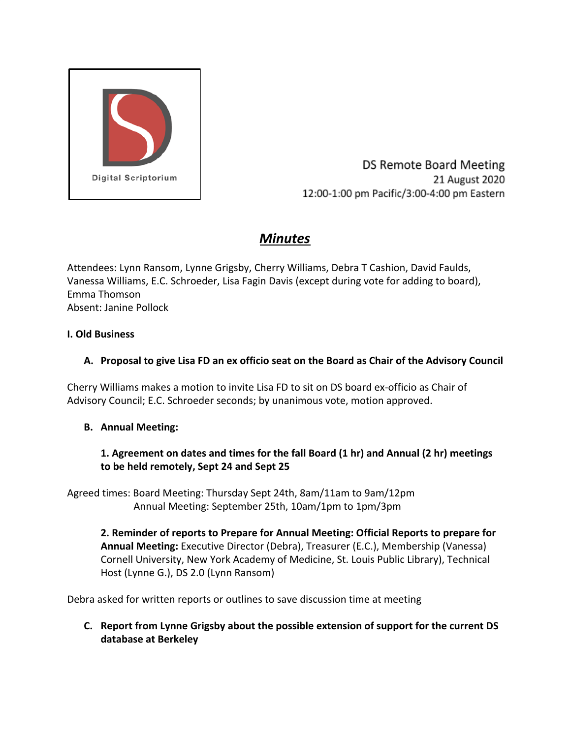Digital Scriptorium

DS Remote Board Meeting
21 August 2020
12:00-1:00 pm Pacific/3:00-4:00 pm Eastern

# ***Minutes***

Attendees: Lynn Ransom, Lynne Grigsby, Cherry Williams, Debra T Cashion, David Faulds, Vanessa Williams, E.C. Schroeder, Lisa Fagin Davis (except during vote for adding to board), Emma Thomson
Absent: Janine Pollock

**I. Old Business**

**A. Proposal to give Lisa FD an ex officio seat on the Board as Chair of the Advisory Council**

Cherry Williams makes a motion to invite Lisa FD to sit on DS board ex-officio as Chair of Advisory Council; E.C. Schroeder seconds; by unanimous vote, motion approved.

**B. Annual Meeting:**

**1. Agreement on dates and times for the fall Board (1 hr) and Annual (2 hr) meetings to be held remotely, Sept 24 and Sept 25**

Agreed times: Board Meeting: Thursday Sept 24th, 8am/11am to 9am/12pm
Annual Meeting: September 25th, 10am/1pm to 1pm/3pm

**2. Reminder of reports to Prepare for Annual Meeting: Official Reports to prepare for Annual Meeting:** Executive Director (Debra), Treasurer (E.C.), Membership (Vanessa) Cornell University, New York Academy of Medicine, St. Louis Public Library), Technical Host (Lynne G.), DS 2.0 (Lynn Ransom)

Debra asked for written reports or outlines to save discussion time at meeting

**C. Report from Lynne Grigsby about the possible extension of support for the current DS database at Berkeley**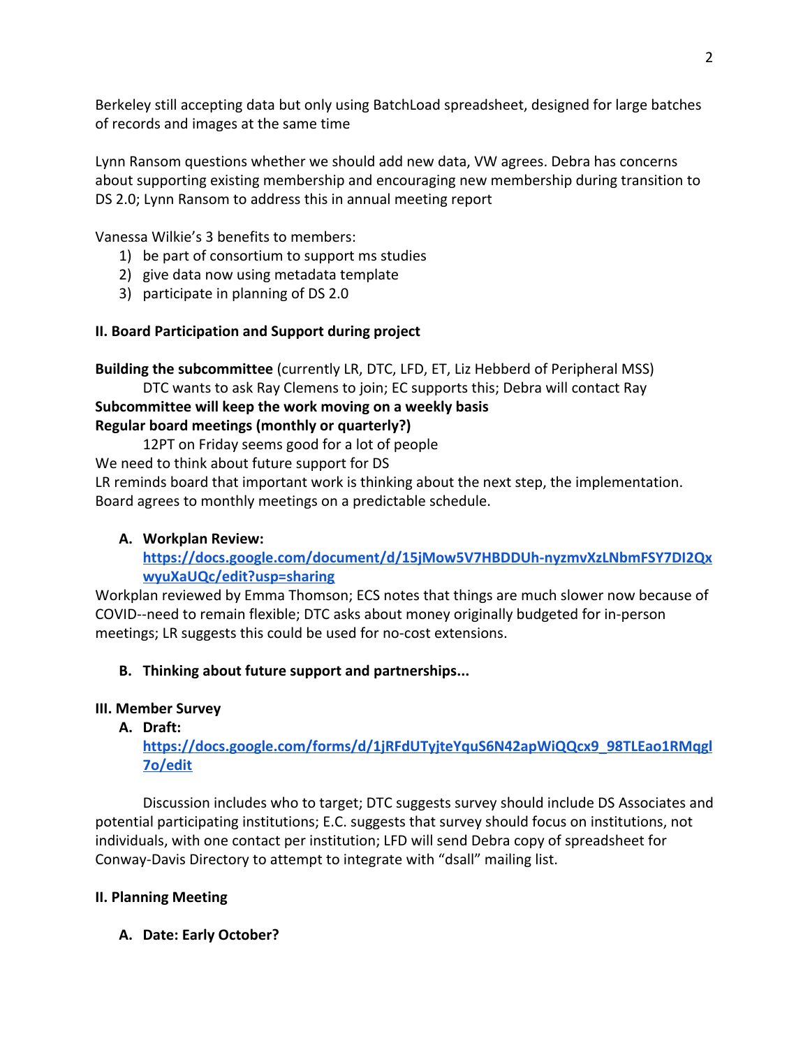Berkeley still accepting data but only using BatchLoad spreadsheet, designed for large batches of records and images at the same time

Lynn Ransom questions whether we should add new data, VW agrees. Debra has concerns about supporting existing membership and encouraging new membership during transition to DS 2.0; Lynn Ransom to address this in annual meeting report

Vanessa Wilkie's 3 benefits to members:

1) be part of consortium to support ms studies
2) give data now using metadata template
3) participate in planning of DS 2.0

**II. Board Participation and Support during project**

**Building the subcommittee** (currently LR, DTC, LFD, ET, Liz Hebberd of Peripheral MSS)

DTC wants to ask Ray Clemens to join; EC supports this; Debra will contact Ray

**Subcommittee will keep the work moving on a weekly basis**

**Regular board meetings (monthly or quarterly?)**

12PT on Friday seems good for a lot of people

We need to think about future support for DS

LR reminds board that important work is thinking about the next step, the implementation. Board agrees to monthly meetings on a predictable schedule.

**A. Workplan Review:** [https://docs.google.com/document/d/15jMow5V7HBDDUh-nyzmvXzLNbmFSY7DI2QxwyuXaUQc/edit?usp=sharing](https://docs.google.com/document/d/15jMow5V7HBDDUh-nyzmvXzLNbmFSY7DI2QxwyuXaUQc/edit?usp=sharing)

Workplan reviewed by Emma Thomson; ECS notes that things are much slower now because of COVID--need to remain flexible; DTC asks about money originally budgeted for in-person meetings; LR suggests this could be used for no-cost extensions.

**B. Thinking about future support and partnerships...**

**III. Member Survey**

**A. Draft:** [https://docs.google.com/forms/d/1jRFdUTyjteYquS6N42apWiQQcx9_98TLEao1RMqgl7o/edit](https://docs.google.com/forms/d/1jRFdUTyjteYquS6N42apWiQQcx9_98TLEao1RMqgl7o/edit)

Discussion includes who to target; DTC suggests survey should include DS Associates and potential participating institutions; E.C. suggests that survey should focus on institutions, not individuals, with one contact per institution; LFD will send Debra copy of spreadsheet for Conway-Davis Directory to attempt to integrate with "dsall" mailing list.

**II. Planning Meeting**

**A. Date: Early October?**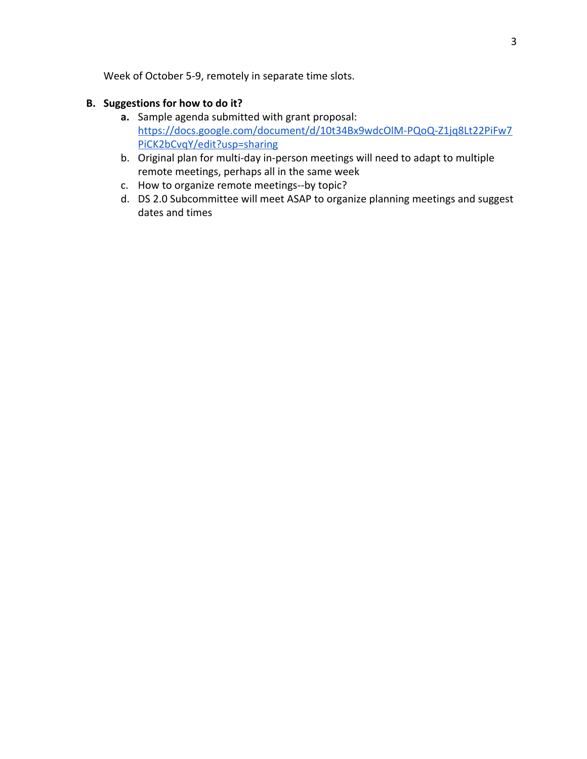Week of October 5-9, remotely in separate time slots.

**B. Suggestions for how to do it?**

  **a.** Sample agenda submitted with grant proposal: [https://docs.google.com/document/d/10t34Bx9wdcOlM-PQoQ-Z1jq8Lt22PiFw7PiCK2bCvqY/edit?usp=sharing](https://docs.google.com/document/d/10t34Bx9wdcOlM-PQoQ-Z1jq8Lt22PiFw7PiCK2bCvqY/edit?usp=sharing)

  b. Original plan for multi-day in-person meetings will need to adapt to multiple remote meetings, perhaps all in the same week

  c. How to organize remote meetings--by topic?

  d. DS 2.0 Subcommittee will meet ASAP to organize planning meetings and suggest dates and times